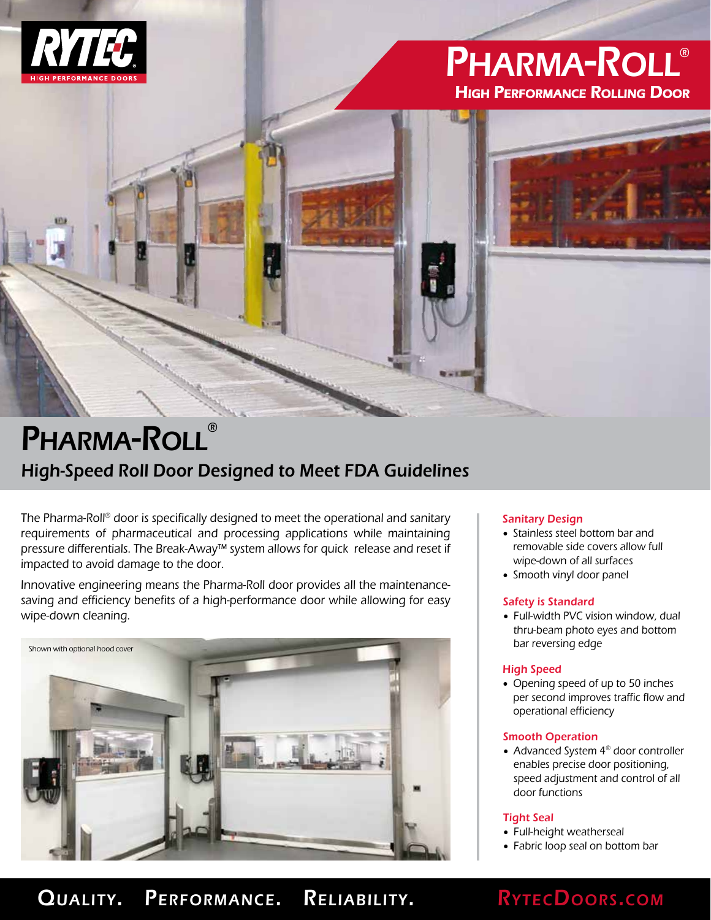RYTEC
HIGH PERFORMANCE DOORS

# PHARMA-ROLL®

## HIGH PERFORMANCE ROLLING DOOR

# PHARMA-ROLL®

## *High-Speed Roll Door Designed to Meet FDA Guidelines*

The Pharma-Roll® door is specifically designed to meet the operational and sanitary requirements of pharmaceutical and processing applications while maintaining pressure differentials. The Break-Away™ system allows for quick release and reset if impacted to avoid damage to the door.

Innovative engineering means the Pharma-Roll door provides all the maintenance-saving and efficiency benefits of a high-performance door while allowing for easy wipe-down cleaning.

Shown with optional hood cover

### Sanitary Design

- Stainless steel bottom bar and removable side covers allow full wipe-down of all surfaces
- Smooth vinyl door panel

### Safety is Standard

- Full-width PVC vision window, dual thru-beam photo eyes and bottom bar reversing edge

### High Speed

- Opening speed of up to 50 inches per second improves traffic flow and operational efficiency

### Smooth Operation

- Advanced System 4® door controller enables precise door positioning, speed adjustment and control of all door functions

### Tight Seal

- Full-height weatherseal
- Fabric loop seal on bottom bar

QUALITY. PERFORMANCE. RELIABILITY. RYTECDOORS.COM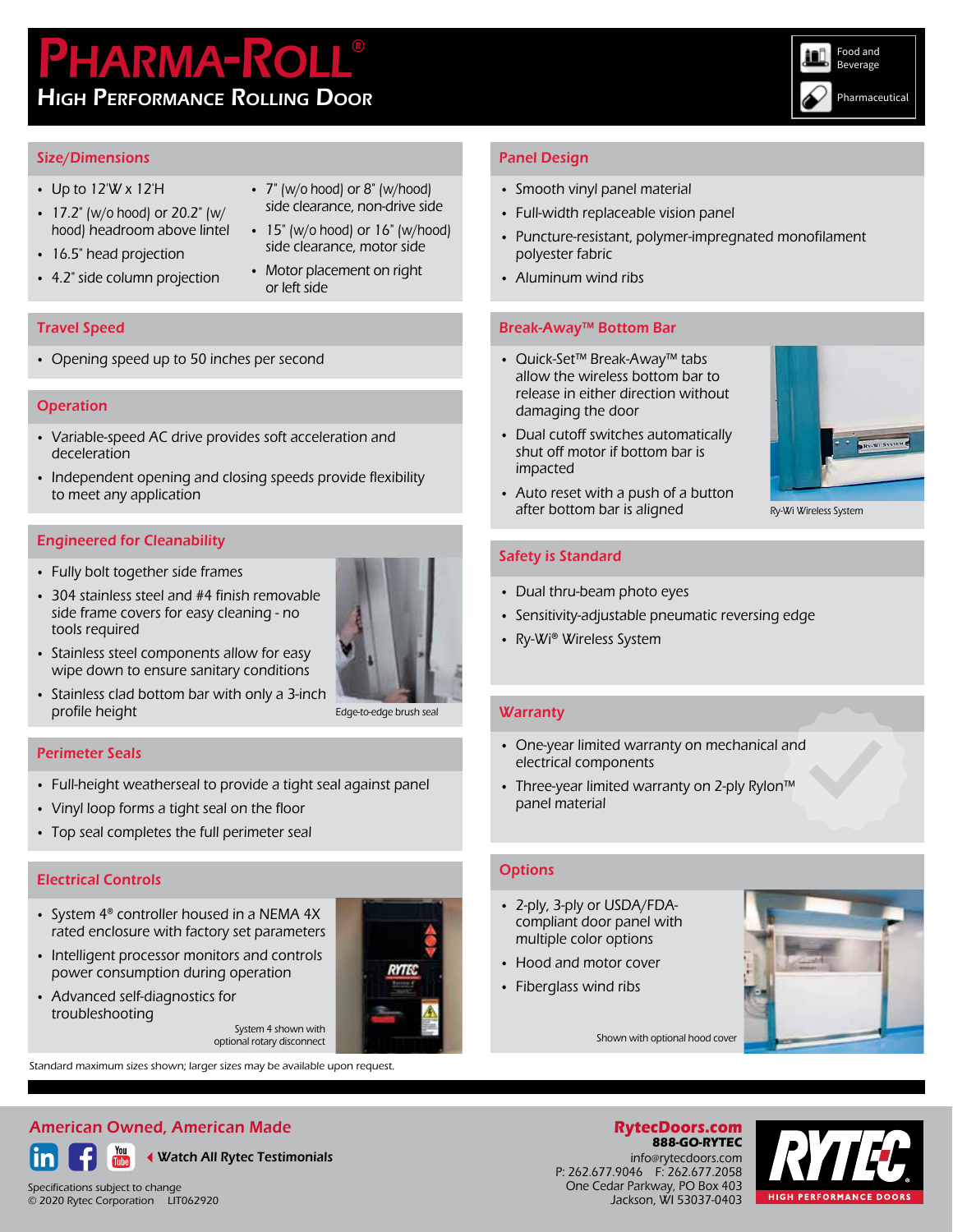# PHARMA-ROLL®

## HIGH PERFORMANCE ROLLING DOOR

Food and Beverage

Pharmaceutical

### Size/Dimensions

- Up to 12'W x 12'H
- 17.2" (w/o hood) or 20.2" (w/ hood) headroom above lintel
- 16.5" head projection
- 4.2" side column projection
- 7" (w/o hood) or 8" (w/hood) side clearance, non-drive side
- 15" (w/o hood) or 16" (w/hood) side clearance, motor side
- Motor placement on right or left side

### Travel Speed

- Opening speed up to 50 inches per second

### Operation

- Variable-speed AC drive provides soft acceleration and deceleration
- Independent opening and closing speeds provide flexibility to meet any application

### Engineered for Cleanability

- Fully bolt together side frames
- 304 stainless steel and #4 finish removable side frame covers for easy cleaning - no tools required
- Stainless steel components allow for easy wipe down to ensure sanitary conditions
- Stainless clad bottom bar with only a 3-inch profile height

Edge-to-edge brush seal

### Perimeter Seals

- Full-height weatherseal to provide a tight seal against panel
- Vinyl loop forms a tight seal on the floor
- Top seal completes the full perimeter seal

### Electrical Controls

- System 4® controller housed in a NEMA 4X rated enclosure with factory set parameters
- Intelligent processor monitors and controls power consumption during operation
- Advanced self-diagnostics for troubleshooting

System 4 shown with optional rotary disconnect

Standard maximum sizes shown; larger sizes may be available upon request.

### Panel Design

- Smooth vinyl panel material
- Full-width replaceable vision panel
- Puncture-resistant, polymer-impregnated monofilament polyester fabric
- Aluminum wind ribs

### Break-Away™ Bottom Bar

- Quick-Set™ Break-Away™ tabs allow the wireless bottom bar to release in either direction without damaging the door
- Dual cutoff switches automatically shut off motor if bottom bar is impacted
- Auto reset with a push of a button after bottom bar is aligned

Ry-Wi Wireless System

### Safety is Standard

- Dual thru-beam photo eyes
- Sensitivity-adjustable pneumatic reversing edge
- Ry-Wi® Wireless System

### Warranty

- One-year limited warranty on mechanical and electrical components
- Three-year limited warranty on 2-ply Rylon™ panel material

### Options

- 2-ply, 3-ply or USDA/FDA-compliant door panel with multiple color options
- Hood and motor cover
- Fiberglass wind ribs

Shown with optional hood cover

**American Owned, American Made**

Watch All Rytec Testimonials

Specifications subject to change
© 2020 Rytec Corporation LIT062920

**RytecDoors.com**
**888-GO-RYTEC**
info@rytecdoors.com
P: 262.677.9046 F: 262.677.2058
One Cedar Parkway, PO Box 403
Jackson, WI 53037-0403

RYTEC HIGH PERFORMANCE DOORS